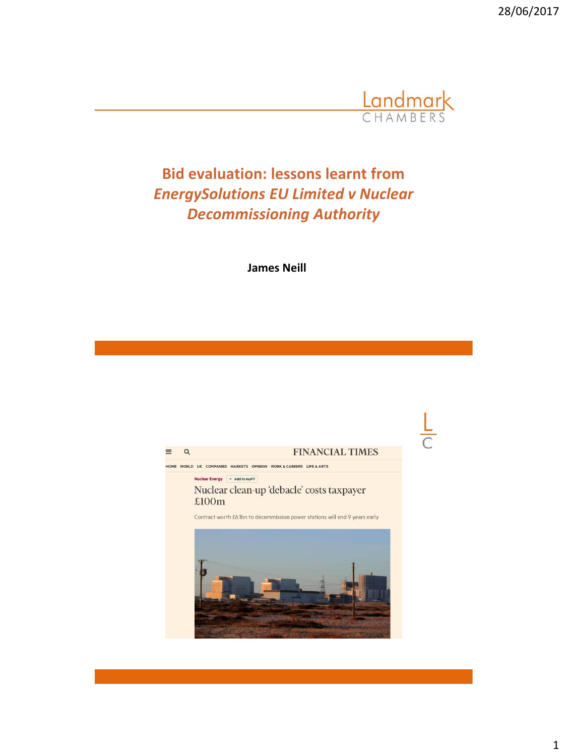# Bid evaluation: lessons learnt from *EnergySolutions EU Limited v Nuclear Decommissioning Authority*

**James Neill**

FINANCIAL TIMES

HOME WORLD UK COMPANIES MARKETS OPINION WORK & CAREERS LIFE & ARTS

Nuclear Energy

## Nuclear clean-up 'debacle' costs taxpayer £100m

Contract worth £6.1bn to decommission power stations will end 9 years early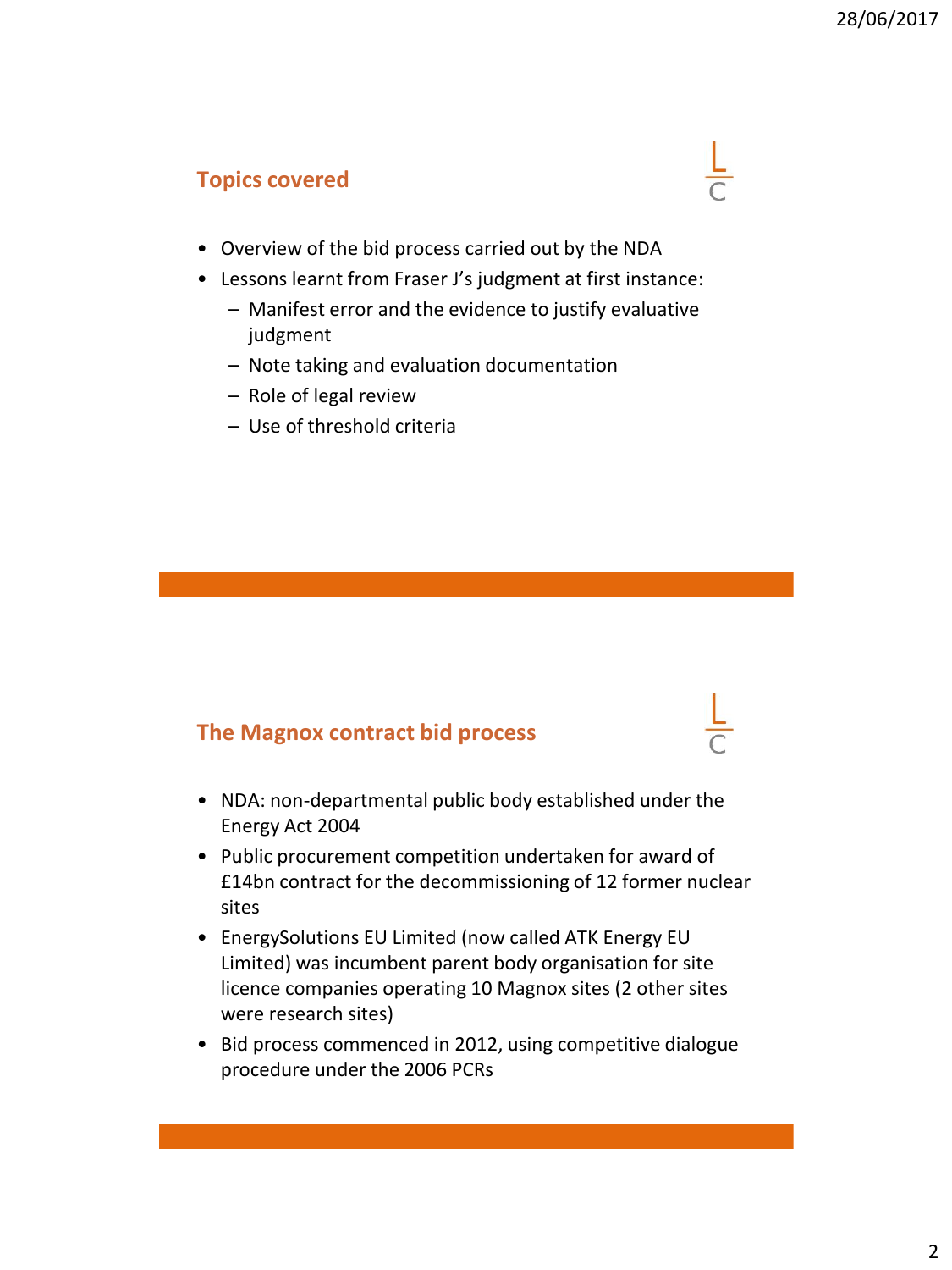## Topics covered

- Overview of the bid process carried out by the NDA
- Lessons learnt from Fraser J's judgment at first instance:
  - Manifest error and the evidence to justify evaluative judgment
  - Note taking and evaluation documentation
  - Role of legal review
  - Use of threshold criteria

## The Magnox contract bid process

- NDA: non-departmental public body established under the Energy Act 2004
- Public procurement competition undertaken for award of £14bn contract for the decommissioning of 12 former nuclear sites
- EnergySolutions EU Limited (now called ATK Energy EU Limited) was incumbent parent body organisation for site licence companies operating 10 Magnox sites (2 other sites were research sites)
- Bid process commenced in 2012, using competitive dialogue procedure under the 2006 PCRs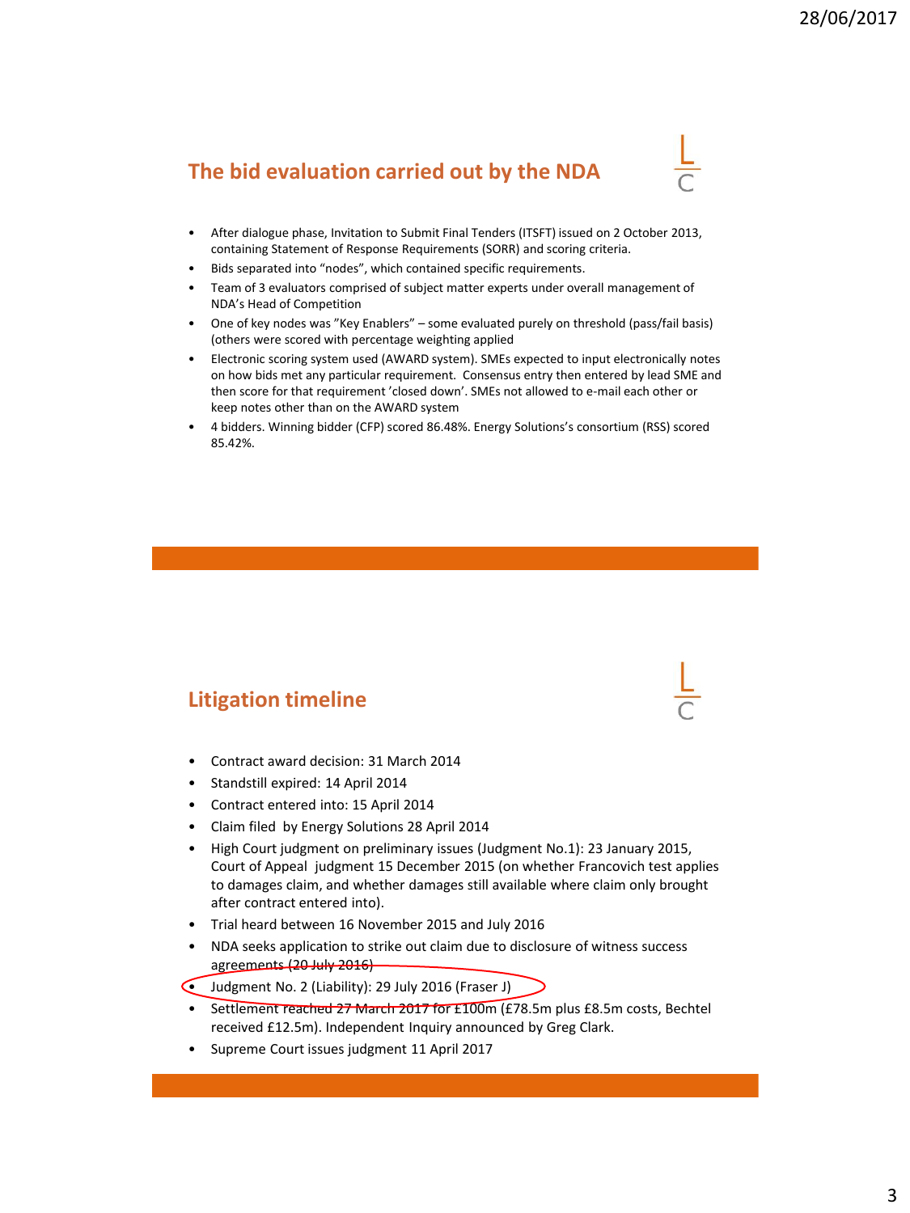## The bid evaluation carried out by the NDA

- After dialogue phase, Invitation to Submit Final Tenders (ITSFT) issued on 2 October 2013, containing Statement of Response Requirements (SORR) and scoring criteria.
- Bids separated into "nodes", which contained specific requirements.
- Team of 3 evaluators comprised of subject matter experts under overall management of NDA's Head of Competition
- One of key nodes was "Key Enablers" – some evaluated purely on threshold (pass/fail basis) (others were scored with percentage weighting applied
- Electronic scoring system used (AWARD system). SMEs expected to input electronically notes on how bids met any particular requirement. Consensus entry then entered by lead SME and then score for that requirement 'closed down'. SMEs not allowed to e-mail each other or keep notes other than on the AWARD system
- 4 bidders. Winning bidder (CFP) scored 86.48%. Energy Solutions's consortium (RSS) scored 85.42%.

## Litigation timeline

- Contract award decision: 31 March 2014
- Standstill expired: 14 April 2014
- Contract entered into: 15 April 2014
- Claim filed by Energy Solutions 28 April 2014
- High Court judgment on preliminary issues (Judgment No.1): 23 January 2015, Court of Appeal judgment 15 December 2015 (on whether Francovich test applies to damages claim, and whether damages still available where claim only brought after contract entered into).
- Trial heard between 16 November 2015 and July 2016
- NDA seeks application to strike out claim due to disclosure of witness success agreements (20 July 2016)
- Judgment No. 2 (Liability): 29 July 2016 (Fraser J)
- Settlement reached 27 March 2017 for £100m (£78.5m plus £8.5m costs, Bechtel received £12.5m). Independent Inquiry announced by Greg Clark.
- Supreme Court issues judgment 11 April 2017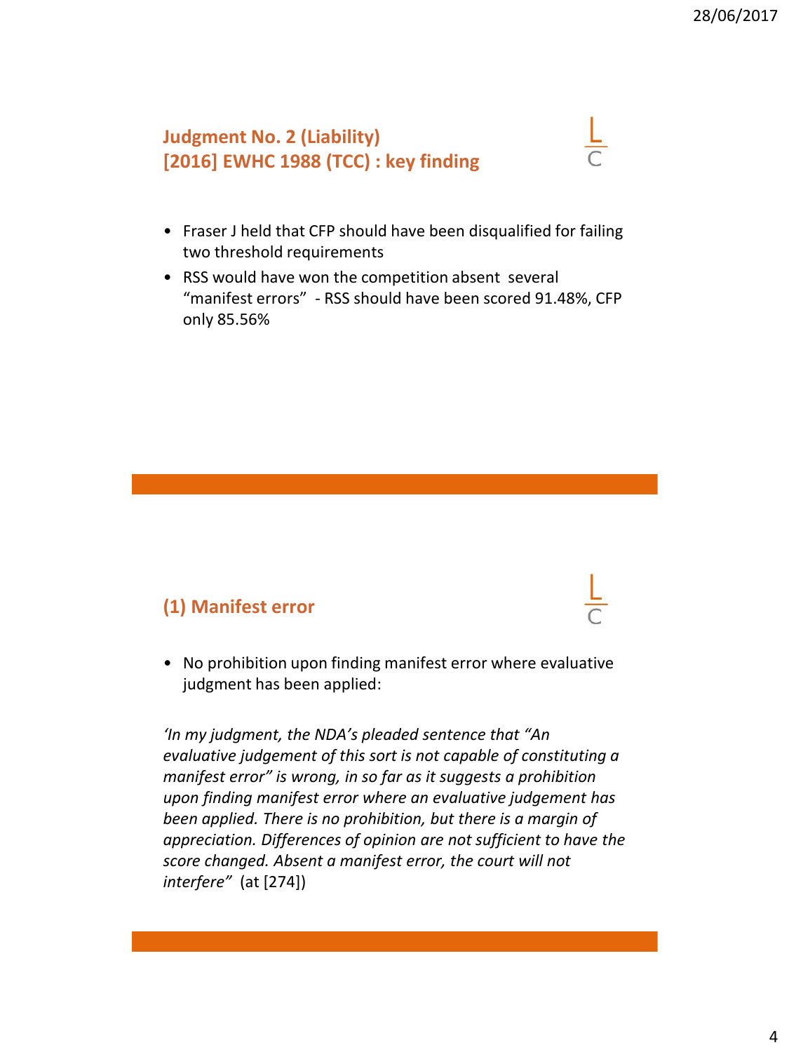## Judgment No. 2 (Liability) [2016] EWHC 1988 (TCC) : key finding

- Fraser J held that CFP should have been disqualified for failing two threshold requirements
- RSS would have won the competition absent several "manifest errors" - RSS should have been scored 91.48%, CFP only 85.56%

## (1) Manifest error

- No prohibition upon finding manifest error where evaluative judgment has been applied:

*'In my judgment, the NDA's pleaded sentence that "An evaluative judgement of this sort is not capable of constituting a manifest error" is wrong, in so far as it suggests a prohibition upon finding manifest error where an evaluative judgement has been applied. There is no prohibition, but there is a margin of appreciation. Differences of opinion are not sufficient to have the score changed. Absent a manifest error, the court will not interfere"* (at [274])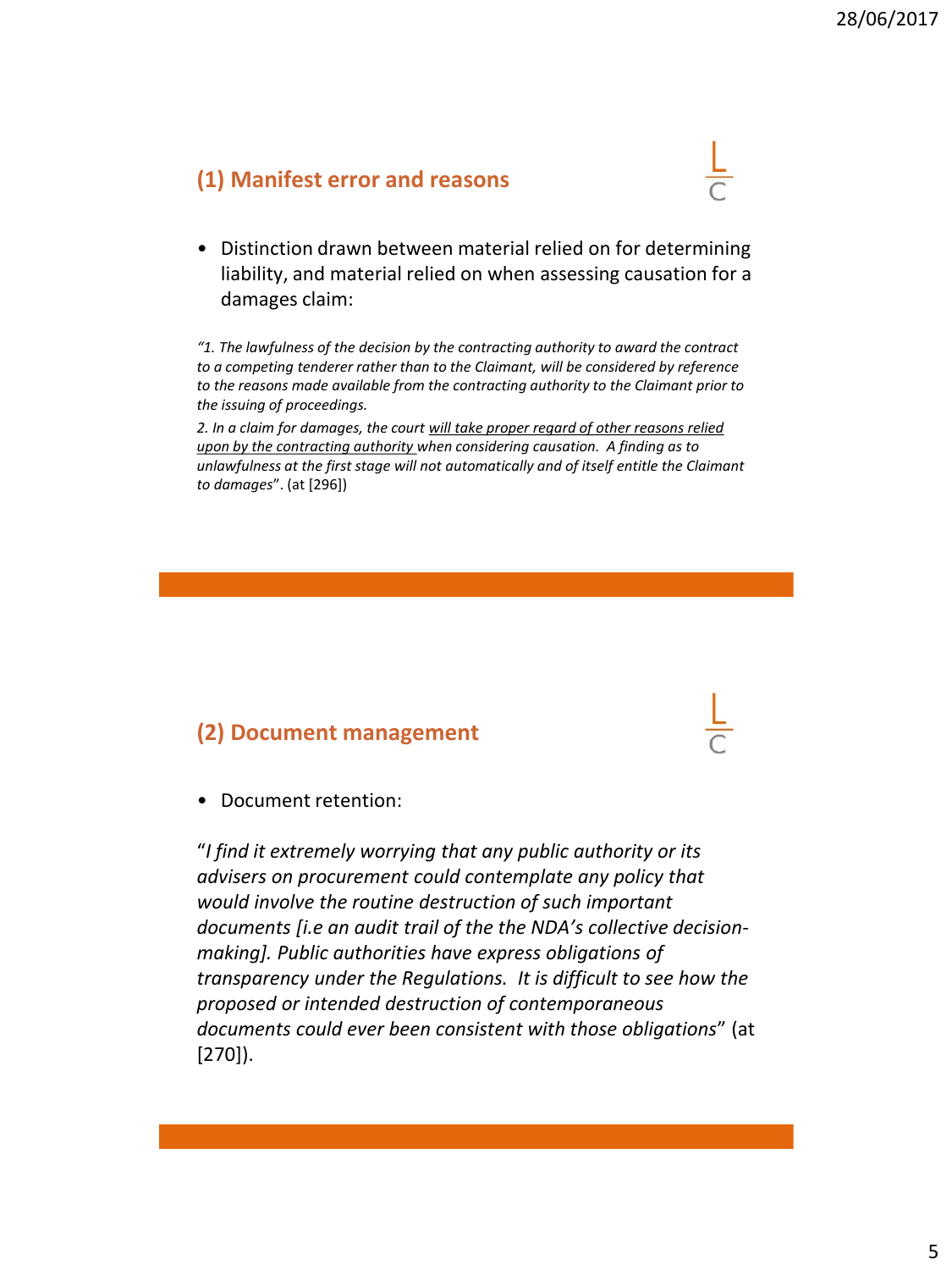## (1) Manifest error and reasons

- Distinction drawn between material relied on for determining liability, and material relied on when assessing causation for a damages claim:

*"1. The lawfulness of the decision by the contracting authority to award the contract to a competing tenderer rather than to the Claimant, will be considered by reference to the reasons made available from the contracting authority to the Claimant prior to the issuing of proceedings.*

*2. In a claim for damages, the court <u>will take proper regard of other reasons relied upon by the contracting authority</u> when considering causation. A finding as to unlawfulness at the first stage will not automatically and of itself entitle the Claimant to damages*". (at [296])

## (2) Document management

- Document retention:

"*I find it extremely worrying that any public authority or its advisers on procurement could contemplate any policy that would involve the routine destruction of such important documents [i.e an audit trail of the the NDA's collective decision-making]. Public authorities have express obligations of transparency under the Regulations. It is difficult to see how the proposed or intended destruction of contemporaneous documents could ever been consistent with those obligations*" (at [270]).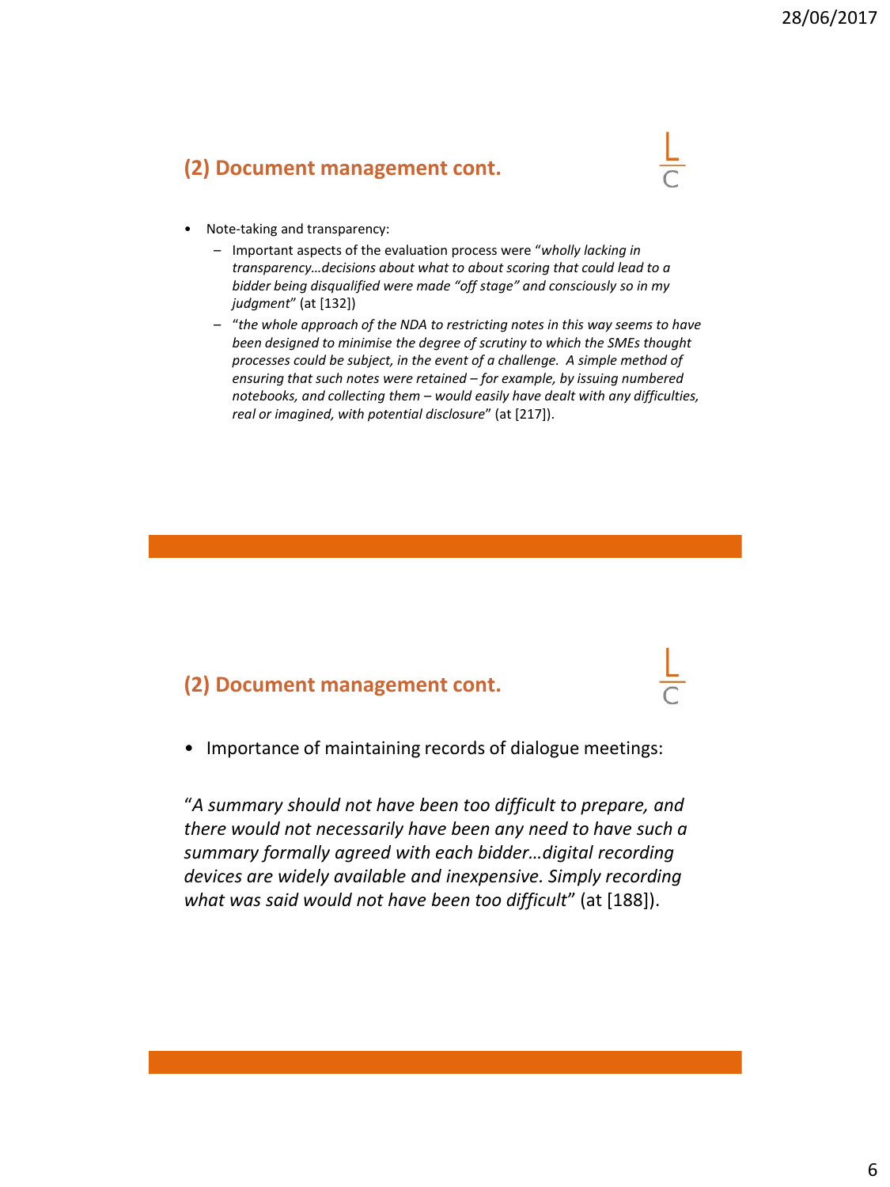## (2) Document management cont.

- Note-taking and transparency:
  - Important aspects of the evaluation process were "*wholly lacking in transparency…decisions about what to about scoring that could lead to a bidder being disqualified were made "off stage" and consciously so in my judgment*" (at [132])
  - "*the whole approach of the NDA to restricting notes in this way seems to have been designed to minimise the degree of scrutiny to which the SMEs thought processes could be subject, in the event of a challenge. A simple method of ensuring that such notes were retained – for example, by issuing numbered notebooks, and collecting them – would easily have dealt with any difficulties, real or imagined, with potential disclosure*" (at [217]).

## (2) Document management cont.

- Importance of maintaining records of dialogue meetings:

"*A summary should not have been too difficult to prepare, and there would not necessarily have been any need to have such a summary formally agreed with each bidder…digital recording devices are widely available and inexpensive. Simply recording what was said would not have been too difficult*" (at [188]).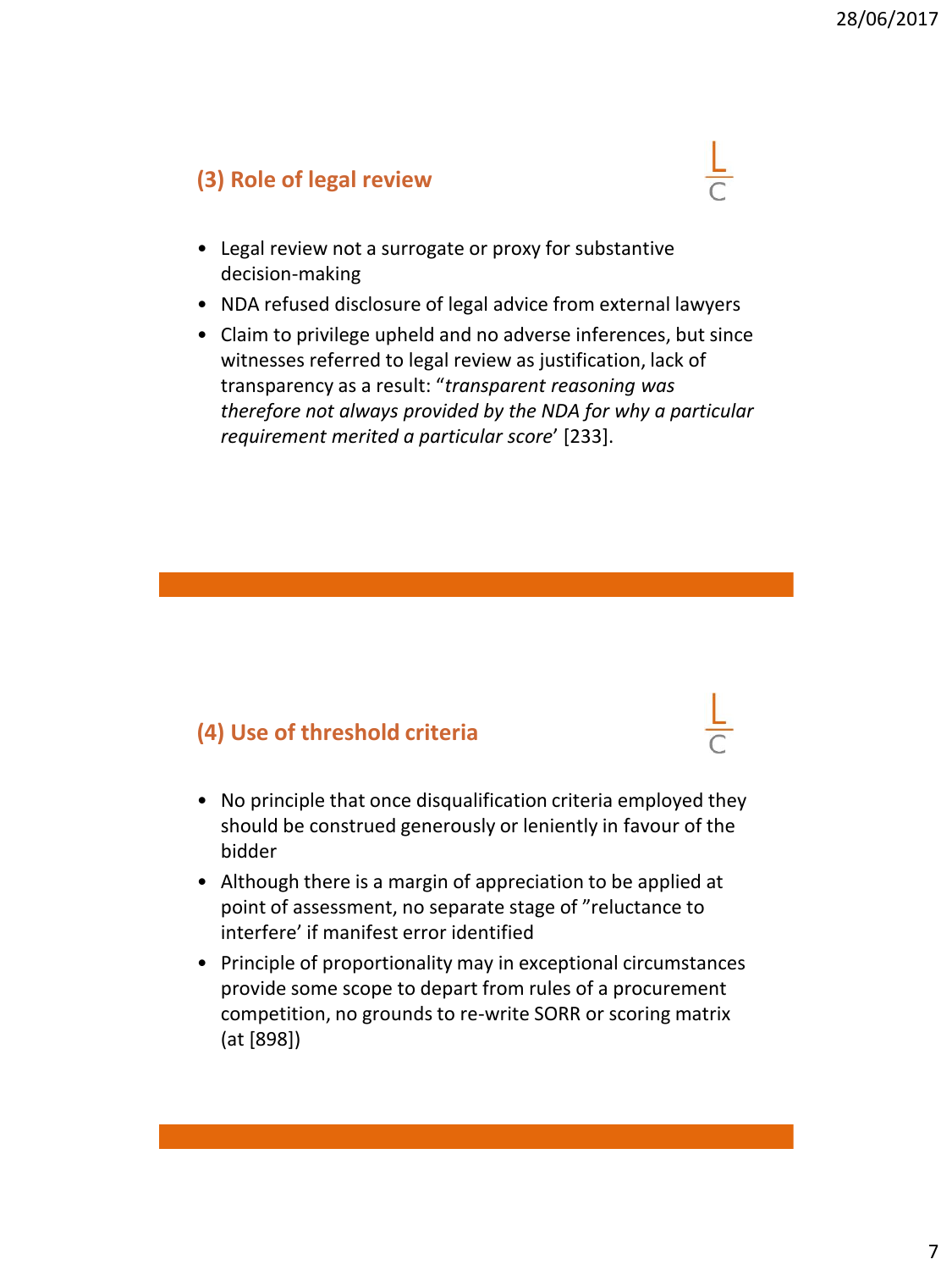## (3) Role of legal review

- Legal review not a surrogate or proxy for substantive decision-making
- NDA refused disclosure of legal advice from external lawyers
- Claim to privilege upheld and no adverse inferences, but since witnesses referred to legal review as justification, lack of transparency as a result: "*transparent reasoning was therefore not always provided by the NDA for why a particular requirement merited a particular score*' [233].

## (4) Use of threshold criteria

- No principle that once disqualification criteria employed they should be construed generously or leniently in favour of the bidder
- Although there is a margin of appreciation to be applied at point of assessment, no separate stage of "reluctance to interfere' if manifest error identified
- Principle of proportionality may in exceptional circumstances provide some scope to depart from rules of a procurement competition, no grounds to re-write SORR or scoring matrix (at [898])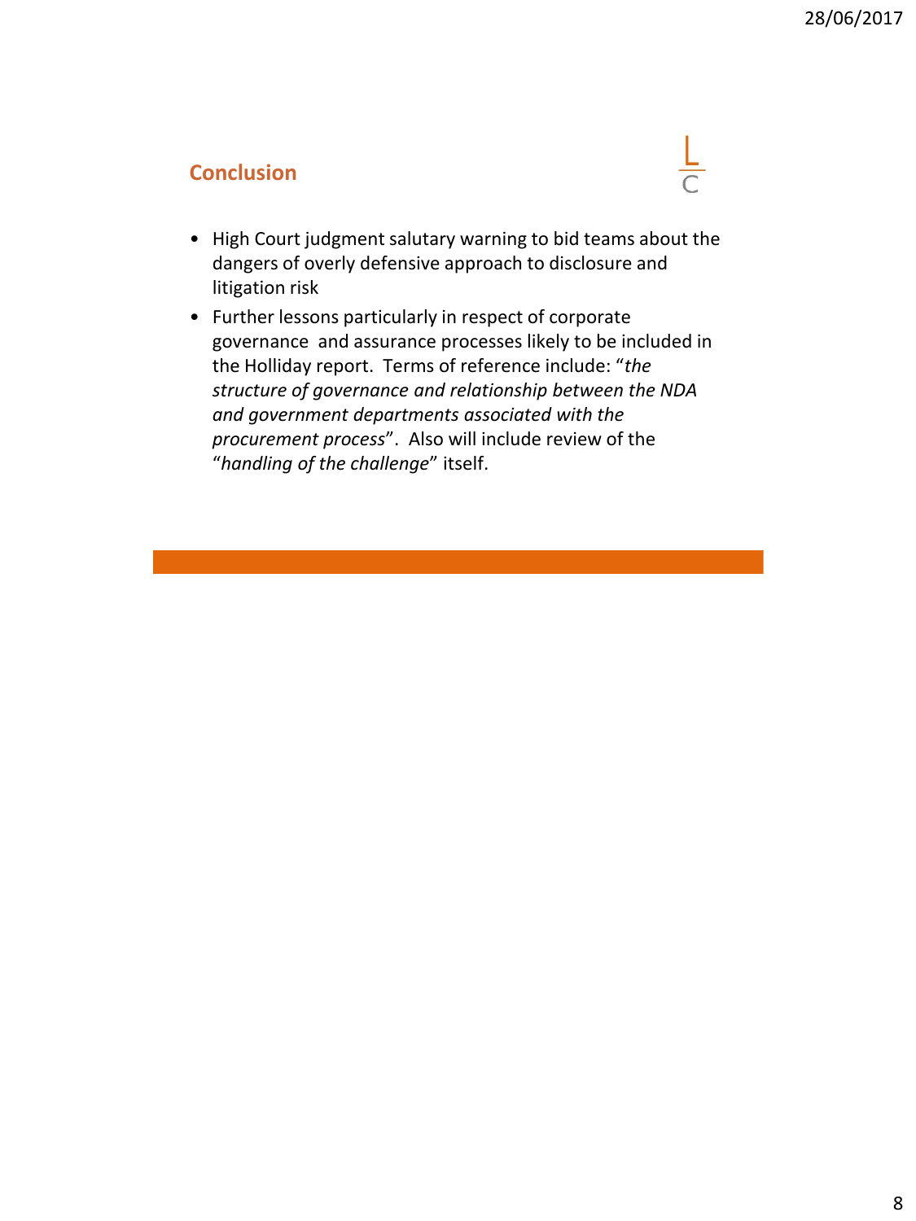## Conclusion

- High Court judgment salutary warning to bid teams about the dangers of overly defensive approach to disclosure and litigation risk
- Further lessons particularly in respect of corporate governance and assurance processes likely to be included in the Holliday report. Terms of reference include: "*the structure of governance and relationship between the NDA and government departments associated with the procurement process*". Also will include review of the "*handling of the challenge*" itself.